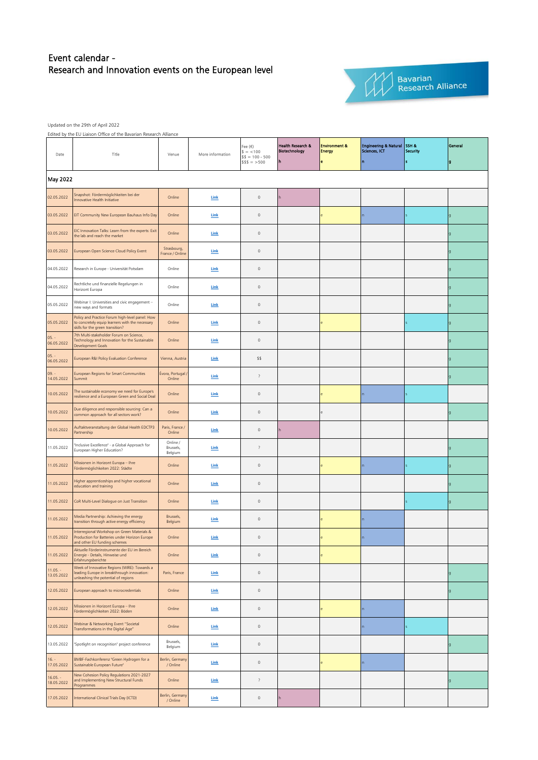# Event calendar - Research and Innovation events on the European level

Bavarian Research Alliance

Updated on the 29th of April 2022

Edited by the EU Liaison Office of the Bavarian Research Alliance

| Date | Title | Venue | More information | Fee (€) $ = <100 $$ = 100 - 500 $$$ = >500 | Health Research & Biotechnology h | Environment & Energy e | Engineering & Natural Sciences, ICT n | SSH & Security s | General g |
|---|---|---|---|---|---|---|---|---|---|
| **May 2022** | | | | | | | | | |
| 02.05.2022 | Snapshot: Fördermöglichkeiten bei der Innovative Health Initiative | Online | Link | 0 | h | | | | |
| 03.05.2022 | EIT Community New European Bauhaus Info Day | Online | Link | 0 | | e | n | s | g |
| 03.05.2022 | EIC Innovation Talks: Learn from the experts: Exit the lab and reach the market | Online | Link | 0 | | | | | g |
| 03.05.2022 | European Open Science Cloud Policy Event | Strasbourg, France / Online | Link | 0 | | | | | g |
| 04.05.2022 | Research in Europe - Universität Potsdam | Online | Link | 0 | | | | | g |
| 04.05.2022 | Rechtliche und finanzielle Regelungen in Horizont Europa | Online | Link | 0 | | | | | g |
| 05.05.2022 | Webinar I: Universities and civic engagement – new ways and formats | Online | Link | 0 | | | | | g |
| 05.05.2022 | Policy and Practice Forum high-level panel: How to concretely equip learners with the necessary skills for the green transition? | Online | Link | 0 | | e | | s | g |
| 05. - 06.05.2022 | 7th Multi-stakeholder Forum on Science, Technology and Innovation for the Sustainable Development Goals | Online | Link | 0 | | | | | g |
| 05. - 06.05.2022 | European R&I Policy Evaluation Conference | Vienna, Austria | Link | $$ | | | | | g |
| 09. - 14.05.2022 | European Regions for Smart Communities Summit | Évora, Portugal / Online | Link | ? | | | | | g |
| 10.05.2022 | The sustainable economy we need for Europe's resilience and a European Green and Social Deal | Online | Link | 0 | | e | n | s | |
| 10.05.2022 | Due diligence and responsible sourcing: Can a common approach for all sectors work? | Online | Link | 0 | | e | | | g |
| 10.05.2022 | Auftaktveranstaltung der Global Health EDCTP3 Partnership | Paris, France / Online | Link | 0 | h | | | | |
| 11.05.2022 | "Inclusive Excellence" - a Global Approach for European Higher Education? | Online / Brussels, Belgium | Link | ? | | | | | g |
| 11.05.2022 | Missionen in Horizont Europa – Ihre Fördermöglichkeiten 2022: Städte | Online | Link | 0 | | e | n | s | g |
| 11.05.2022 | Higher apprenticeships and higher vocational education and training | Online | Link | 0 | | | | | g |
| 11.05.2022 | CoR Multi-Level Dialogue on Just Transition | Online | Link | 0 | | | | s | g |
| 11.05.2022 | Media Partnership: Achieving the energy transition through active energy efficiency | Brussels, Belgium | Link | 0 | | e | n | | |
| 11.05.2022 | Interregional Workshop on Green Materials & Production for Batteries under Horizon Europe and other EU funding schemes | Online | Link | 0 | | e | n | | |
| 11.05.2022 | Aktuelle Förderinstrumente der EU im Bereich Energie - Details, Hinweise und Erfahrungsberichte | Online | Link | 0 | | e | | | |
| 11.05. - 13.05.2022 | Week of Innovative Regions (WIRE): Towards a leading Europe in breakthrough innovation: unleashing the potential of regions | Paris, France | Link | 0 | | | | | g |
| 12.05.2022 | European approach to microcredentials | Online | Link | 0 | | | | | g |
| 12.05.2022 | Missionen in Horizont Europa – Ihre Fördermöglichkeiten 2022: Böden | Online | Link | 0 | | e | n | | |
| 12.05.2022 | Webinar & Networking Event "Societal Transformations in the Digital Age" | Online | Link | 0 | | | n | s | |
| 13.05.2022 | "Spotlight on recognition" project conference | Brussels, Belgium | Link | 0 | | | | | g |
| 16. - 17.05.2022 | BMBF-Fachkonferenz "Green Hydrogen for a Sustainable European Future" | Berlin, Germany / Online | Link | 0 | | e | n | | |
| 16.05. - 18.05.2022 | New Cohesion Policy Regulations 2021-2027 and Implementing New Structural Funds Programmes | Online | Link | ? | | | | | g |
| 17.05.2022 | International Clinical Trials Day (ICTD) | Berlin, Germany / Online | Link | 0 | h | | | | |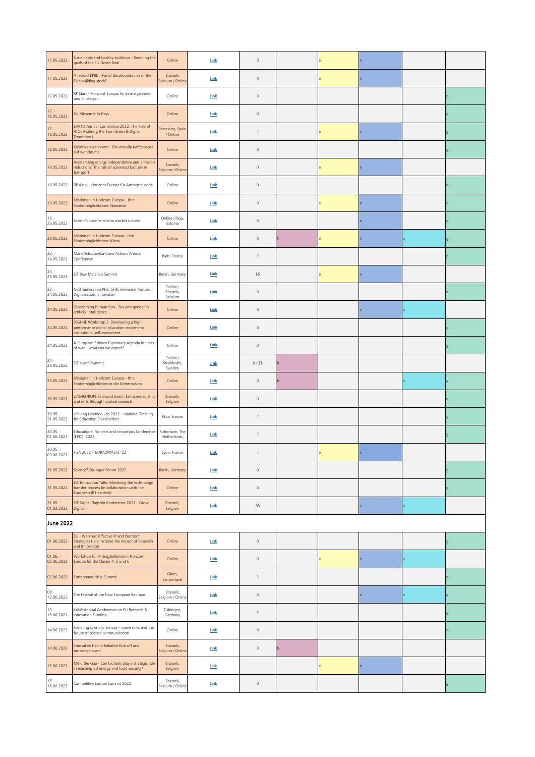| | | | | | | | | | |
|---|---|---|---|---|---|---|---|---|---|
| 17.05.2022 | Sustainable and healthy buildings - Reaching the goals of the EU Green Deal | Online | Link | 0 | | e | n | | |
| 17.05.2022 | A revised EPBD - Faster decarbonisation of the EU's building stock? | Brussels, Belgium / Online | Link | 0 | | e | n | | |
| 17.05.2022 | RP Start – Horizont Europa für Einsteigerinnen und Einsteiger | Online | Link | 0 | | | | | g |
| 17. - 18.05.2022 | EU Mission Info Days | Online | Link | 0 | | | | | g |
| 17. - 18.05.2022 | EARTO Annual Conference 2022: The Role of RTOs Realising the Twin Green & Digital Transitions\| | Barcelona, Spain / Online | Link | ? | | e | n | | g |
| 18.05.2022 | KoWi Netzwerkevent - Die virtuelle Kaffeepause auf wonder.me | Online | Link | 0 | | | | | g |
| 18.05.2022 | Accelerating energy independence and emission reductions: The role of advanced biofuels in transport | Brussels, Belgium / Online | Link | 0 | | e | n | | |
| 18.05.2022 | RP Aktiv – Horizont Europa für Antragstellende | Online | Link | 0 | | | | | g |
| 19.05.2022 | Missionen in Horizont Europa – Ihre Fördermöglichkeiten: Gewässer | Online | Link | 0 | | e | n | | g |
| 19. - 20.05.2022 | Scientific excellence into market success | Online / Riga, Estonia | Link | 0 | | | n | | g |
| 20.05.2022 | Missionen in Horizont Europa - Ihre Fördermöglichkeiten: Klima | Online | Link | 0 | h | e | n | s | g |
| 23. - 24.05.2022 | Marie Skłodowska-Curie Actions Annual Conference | Paris, France | Link | ? | | | | | g |
| 23. - 25.05.2022 | EIT Raw Materials Summit | Berlin, Germany | Link | $$ | | e | n | | |
| 23. - 24.05.2022 | Next Generation PHE: Skills relevance, Inclusion, Digitalisation, Innovation | Online / Brussels, Belgium | Link | 0 | | | | | g |
| 24.05.2022 | Overcoming human bias - Sex and gender in artificial intelligence | Online | Link | 0 | | | n | s | |
| 24.05.2022 | DIGI-HE Workshop 2: Developing a high-performance digital education ecosystem: institutional self-assessment | Online | Link | 0 | | | | | g |
| 24.05.2022 | A European Science Diplomacy Agenda in times of war – what can we expect? | Online | Link | 0 | | | | | g |
| 24.- 25.05.2022 | EIT Heath Summit | Online / Stockholm, Sweden | Link | $ / $$ | h | | | | |
| 25.05.2022 | Missionen in Horizont Europa – Ihre Fördermöglichkeiten in der Krebsmission | Online | Link | 0 | h | | | s | g |
| 30.05.2022 | UAS4EUROPE Croissant Event: Entrepreneurship and skills through applied research | Brussels, Belgium | Link | 0 | | | | | g |
| 30.05. - 31.05.2022 | Lifelong Learning Lab 2022 – National Training for Education Stakeholders | Nice, France | Link | ? | | | | | g |
| 30.05. - 01.06.2022 | Educational Pioneers and Innovators Conference (EPIC) 2022 | Rotterdam, The Netherlands | Link | ? | | | | | g |
| 30.05. - 03.06.2022 | FISA 2022 – EURADWASTE '22 | Lyon, France | Link | ? | | e | n | | |
| 31.05.2022 | Science7 Dialogue Forum 2022 | Berlin, Germany | Link | 0 | | | | | g |
| 31.05.2022 | EIC Innovation Talks: Mastering the technology transfer process (in collaboration with the European IP Helpdesk) | Online | Link | 0 | | | | | g |
| 31.05. - 01.03.2022 | EIT Digital Flagship Conference 2022 - Grow Digital! | Brussels, Belgium | Link | §§ | | | n | s | |

## June 2022

| | | | | | | | | | |
|---|---|---|---|---|---|---|---|---|---|
| 01.06.2022 | EU - Webinar: Effective IP and Outreach Strategies Help Increase the Impact of Research and Innovation | Online | Link | 0 | | | | | g |
| 01.06. - 02.06.2022 | Workshop für Antragstellende in Horizont Europa für die Cluster 4, 5 und 6 | Online | Link | 0 | | e | n | s | |
| 02.06.2022 | Entrepreneurship Summit | Olten, Switzerland | Link | ? | | | | | g |
| 09.- 12.06.2022 | The Festival of the New European Bauhaus | Brussels, Belgium / Online | Link | 0 | | | n | s | g |
| 13. - 15.06.2022 | KoWi Annual Conference on EU Research & Innovation Funding | Tübingen, Germany | Link | § | | | | | g |
| 14.06.2022 | Fostering scientific literacy – universities and the future of science communication | Online | Link | 0 | | | | | g |
| 14.06.2022 | Innovative Health Initiative Kick-off and brokerage event | Brussels, Belgium / Online | Link | 0 | h | | | | |
| 15.06.2022 | Mind the Gap - Can biofuels play a strategic role in reaching EU energy and food security? | Brussels, Belgium | Link | | | e | n | | |
| 15.- 16.06.2022 | Competitive Europe Summit 2022 | Brussels, Belgium / Online | Link | 0 | | | | | g |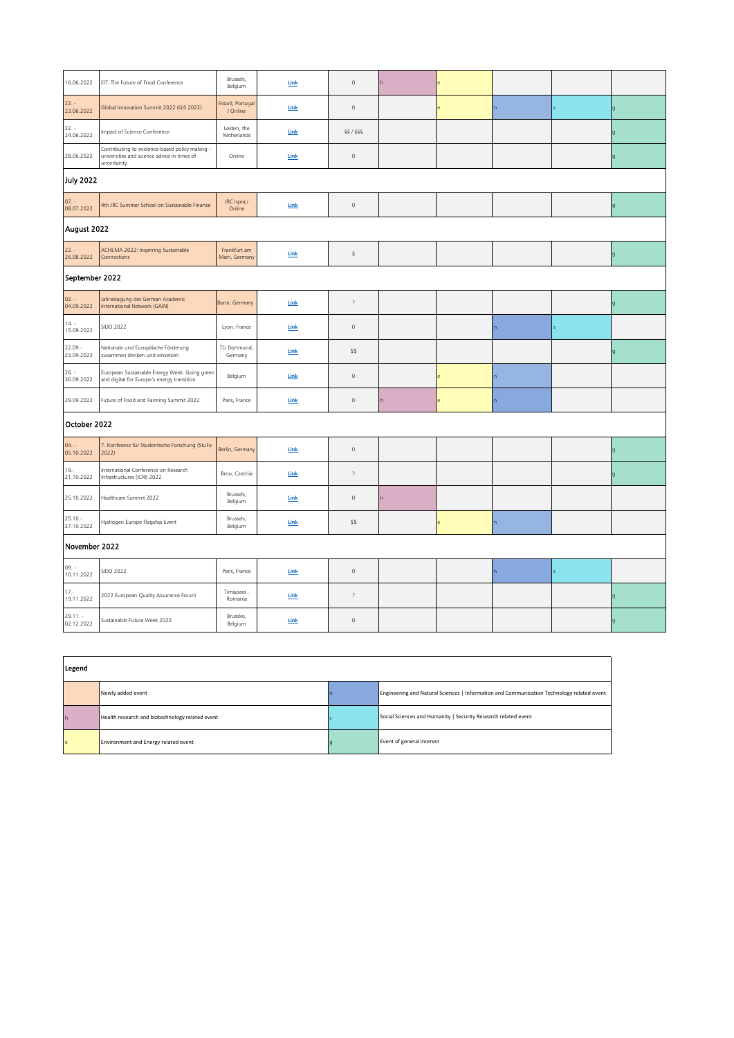| | | | | | | | | | |
|---|---|---|---|---|---|---|---|---|---|
| 16.06.2022 | EIT: The Future of Food Conference | Brussels, Belgium | Link | 0 | h | e | | | |
| 22. - 23.06.2022 | Global Innovation Summit 2022 (GIS 2022) | Estoril, Portugal / Online | Link | 0 | | e | n | s | g |
| 22. - 24.06.2022 | Impact of Science Conference | Leiden, the Netherlands | Link | §§ / §§§ | | | | | g |
| 28.06.2022 | Contributing to evidence-based policy making – universities and science advice in times of uncertainty | Online | Link | 0 | | | | | g |
| **July 2022** | | | | | | | | | |
| 07. - 08.07.2022 | 4th JRC Summer School on Sustainable Finance | JRC Ispra / Online | Link | 0 | | | | | g |
| **August 2022** | | | | | | | | | |
| 22. - 26.08.2022 | ACHEMA 2022: Inspriring Sustainable Connections | Frankfurt am Main, Germany | Link | § | | | | | g |
| **September 2022** | | | | | | | | | |
| 02. - 04.09.2022 | Jahrestagung des German Academic International Network (GAIN) | Bonn, Germany | Link | ? | | | | | g |
| 14. - 15.09.2022 | SIDO 2022 | Lyon, France | Link | 0 | | | n | s | |
| 22.09.- 23.09.2022 | Nationale und Europäische Förderung zusammen denken und einsetzen | TU Dortmund, Germany | Link | $$ | | | | | g |
| 26. - 30.09.2022 | European Sustainable Energy Week: Going green and digital for Europe's energy transition | Belgium | Link | 0 | | e | n | | |
| 29.09.2022 | Future of Food and Farming Summit 2022 | Paris, France | Link | 0 | h | e | n | | |
| **October 2022** | | | | | | | | | |
| 04. - 05.10.2022 | 7. Konferenz für Studentische Forschung (StuFo 2022) | Berlin, Germany | Link | 0 | | | | | g |
| 19.- 21.10.2022 | International Conference on Research Infrastructures (ICRI) 2022 | Brno, Czechia | Link | ? | | | | | g |
| 25.10.2022 | Healthcare Summit 2022 | Brussels, Belgium | Link | 0 | h | | | | |
| 25.10.- 27.10.2022 | Hydrogen Europe Flagship Event | Brussels, Belgium | Link | $$ | | e | n | | |
| **November 2022** | | | | | | | | | |
| 09. - 10.11.2022 | SIDO 2022 | Paris, France | Link | 0 | | | n | s | |
| 17.- 19.11.2022 | 2022 European Quality Assurance Forum | Timișoara , Romania | Link | ? | | | | | g |
| 29.11. - 02.12.2022 | Sustainable Future Week 2022 | Brussles, Belgium | Link | 0 | | | | | g |

| Legend | | | |
|---|---|---|---|
| | Newly added event | n | Engineering and Natural Sciences \| Information and Communication Technology related event |
| h | Health research and biotechnology related event | s | Social Sciences and Humanity \| Security Research related event |
| e | Environment and Energy related event | g | Event of general interest |